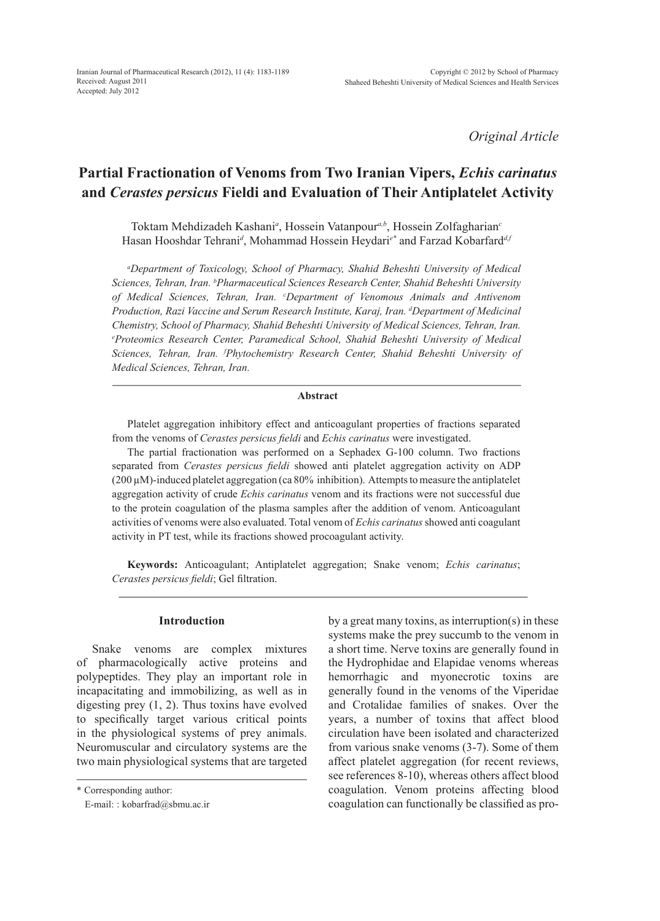*Original Article*

# Partial Fractionation of Venoms from Two Iranian Vipers, *Echis carinatus* and *Cerastes persicus* Fieldi and Evaluation of Their Antiplatelet Activity

Toktam Mehdizadeh Kashani[a], Hossein Vatanpour[a,b], Hossein Zolfagharian[c]
Hasan Hooshdar Tehrani[d], Mohammad Hossein Heydari[e*] and Farzad Kobarfard[d,f]

*[a]Department of Toxicology, School of Pharmacy, Shahid Beheshti University of Medical Sciences, Tehran, Iran. [b]Pharmaceutical Sciences Research Center, Shahid Beheshti University of Medical Sciences, Tehran, Iran. [c]Department of Venomous Animals and Antivenom Production, Razi Vaccine and Serum Research Institute, Karaj, Iran. [d]Department of Medicinal Chemistry, School of Pharmacy, Shahid Beheshti University of Medical Sciences, Tehran, Iran. [e]Proteomics Research Center, Paramedical School, Shahid Beheshti University of Medical Sciences, Tehran, Iran. [f]Phytochemistry Research Center, Shahid Beheshti University of Medical Sciences, Tehran, Iran.*

## Abstract

Platelet aggregation inhibitory effect and anticoagulant properties of fractions separated from the venoms of *Cerastes persicus fieldi* and *Echis carinatus* were investigated.

The partial fractionation was performed on a Sephadex G-100 column. Two fractions separated from *Cerastes persicus fieldi* showed anti platelet aggregation activity on ADP (200 μM)-induced platelet aggregation (ca 80% inhibition). Attempts to measure the antiplatelet aggregation activity of crude *Echis carinatus* venom and its fractions were not successful due to the protein coagulation of the plasma samples after the addition of venom. Anticoagulant activities of venoms were also evaluated. Total venom of *Echis carinatus* showed anti coagulant activity in PT test, while its fractions showed procoagulant activity.

**Keywords:** Anticoagulant; Antiplatelet aggregation; Snake venom; *Echis carinatus*; *Cerastes persicus fieldi*; Gel filtration.

## Introduction

Snake venoms are complex mixtures of pharmacologically active proteins and polypeptides. They play an important role in incapacitating and immobilizing, as well as in digesting prey (1, 2). Thus toxins have evolved to specifically target various critical points in the physiological systems of prey animals. Neuromuscular and circulatory systems are the two main physiological systems that are targeted by a great many toxins, as interruption(s) in these systems make the prey succumb to the venom in a short time. Nerve toxins are generally found in the Hydrophidae and Elapidae venoms whereas hemorrhagic and myonecrotic toxins are generally found in the venoms of the Viperidae and Crotalidae families of snakes. Over the years, a number of toxins that affect blood circulation have been isolated and characterized from various snake venoms (3-7). Some of them affect platelet aggregation (for recent reviews, see references 8-10), whereas others affect blood coagulation. Venom proteins affecting blood coagulation can functionally be classified as pro-

\* Corresponding author:
E-mail: : kobarfrad@sbmu.ac.ir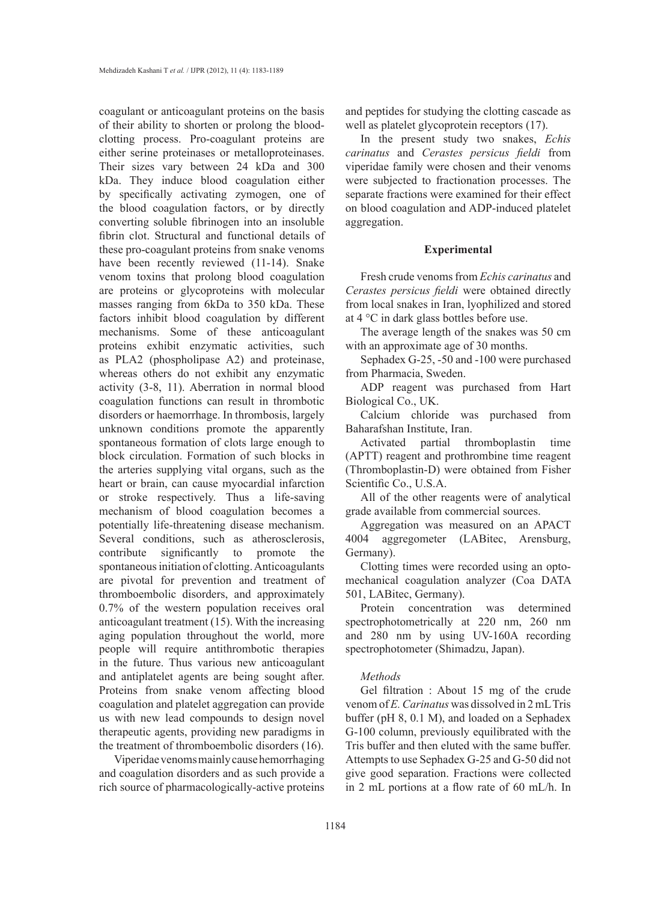coagulant or anticoagulant proteins on the basis of their ability to shorten or prolong the blood-clotting process. Pro-coagulant proteins are either serine proteinases or metalloproteinases. Their sizes vary between 24 kDa and 300 kDa. They induce blood coagulation either by specifically activating zymogen, one of the blood coagulation factors, or by directly converting soluble fibrinogen into an insoluble fibrin clot. Structural and functional details of these pro-coagulant proteins from snake venoms have been recently reviewed (11-14). Snake venom toxins that prolong blood coagulation are proteins or glycoproteins with molecular masses ranging from 6kDa to 350 kDa. These factors inhibit blood coagulation by different mechanisms. Some of these anticoagulant proteins exhibit enzymatic activities, such as PLA2 (phospholipase A2) and proteinase, whereas others do not exhibit any enzymatic activity (3-8, 11). Aberration in normal blood coagulation functions can result in thrombotic disorders or haemorrhage. In thrombosis, largely unknown conditions promote the apparently spontaneous formation of clots large enough to block circulation. Formation of such blocks in the arteries supplying vital organs, such as the heart or brain, can cause myocardial infarction or stroke respectively. Thus a life-saving mechanism of blood coagulation becomes a potentially life-threatening disease mechanism. Several conditions, such as atherosclerosis, contribute significantly to promote the spontaneous initiation of clotting. Anticoagulants are pivotal for prevention and treatment of thromboembolic disorders, and approximately 0.7% of the western population receives oral anticoagulant treatment (15). With the increasing aging population throughout the world, more people will require antithrombotic therapies in the future. Thus various new anticoagulant and antiplatelet agents are being sought after. Proteins from snake venom affecting blood coagulation and platelet aggregation can provide us with new lead compounds to design novel therapeutic agents, providing new paradigms in the treatment of thromboembolic disorders (16).

Viperidae venoms mainly cause hemorrhaging and coagulation disorders and as such provide a rich source of pharmacologically-active proteins and peptides for studying the clotting cascade as well as platelet glycoprotein receptors (17).

In the present study two snakes, *Echis carinatus* and *Cerastes persicus fieldi* from viperidae family were chosen and their venoms were subjected to fractionation processes. The separate fractions were examined for their effect on blood coagulation and ADP-induced platelet aggregation.

## Experimental

Fresh crude venoms from *Echis carinatus* and *Cerastes persicus fieldi* were obtained directly from local snakes in Iran, lyophilized and stored at 4 °C in dark glass bottles before use.

The average length of the snakes was 50 cm with an approximate age of 30 months.

Sephadex G-25, -50 and -100 were purchased from Pharmacia, Sweden.

ADP reagent was purchased from Hart Biological Co., UK.

Calcium chloride was purchased from Baharafshan Institute, Iran.

Activated partial thromboplastin time (APTT) reagent and prothrombine time reagent (Thromboplastin-D) were obtained from Fisher Scientific Co., U.S.A.

All of the other reagents were of analytical grade available from commercial sources.

Aggregation was measured on an APACT 4004 aggregometer (LABitec, Arensburg, Germany).

Clotting times were recorded using an opto-mechanical coagulation analyzer (Coa DATA 501, LABitec, Germany).

Protein concentration was determined spectrophotometrically at 220 nm, 260 nm and 280 nm by using UV-160A recording spectrophotometer (Shimadzu, Japan).

### *Methods*

Gel filtration : About 15 mg of the crude venom of *E. Carinatus* was dissolved in 2 mL Tris buffer (pH 8, 0.1 M), and loaded on a Sephadex G-100 column, previously equilibrated with the Tris buffer and then eluted with the same buffer. Attempts to use Sephadex G-25 and G-50 did not give good separation. Fractions were collected in 2 mL portions at a flow rate of 60 mL/h. In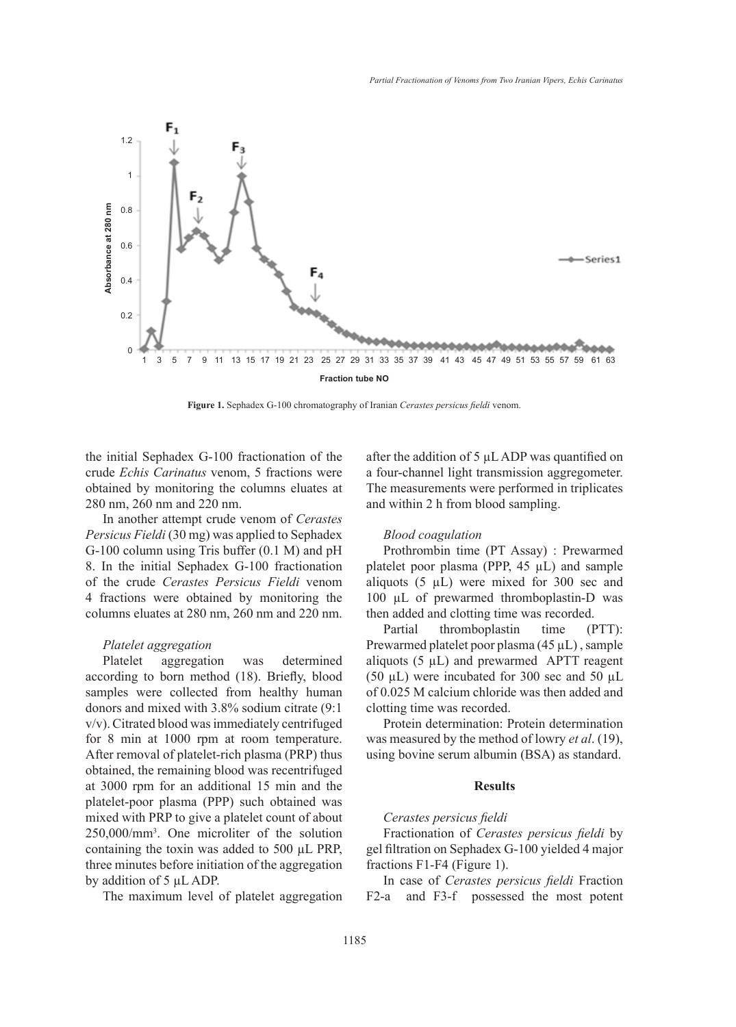**Figure 1.** Sephadex G-100 chromatography of Iranian *Cerastes persicus fieldi* venom.

the initial Sephadex G-100 fractionation of the crude *Echis Carinatus* venom, 5 fractions were obtained by monitoring the columns eluates at 280 nm, 260 nm and 220 nm.

In another attempt crude venom of *Cerastes Persicus Fieldi* (30 mg) was applied to Sephadex G-100 column using Tris buffer (0.1 M) and pH 8. In the initial Sephadex G-100 fractionation of the crude *Cerastes Persicus Fieldi* venom 4 fractions were obtained by monitoring the columns eluates at 280 nm, 260 nm and 220 nm.

*Platelet aggregation*

Platelet aggregation was determined according to born method (18). Briefly, blood samples were collected from healthy human donors and mixed with 3.8% sodium citrate (9:1 v/v). Citrated blood was immediately centrifuged for 8 min at 1000 rpm at room temperature. After removal of platelet-rich plasma (PRP) thus obtained, the remaining blood was recentrifuged at 3000 rpm for an additional 15 min and the platelet-poor plasma (PPP) such obtained was mixed with PRP to give a platelet count of about 250,000/mm$^3$. One microliter of the solution containing the toxin was added to 500 µL PRP, three minutes before initiation of the aggregation by addition of 5 µL ADP.

The maximum level of platelet aggregation after the addition of 5 µL ADP was quantified on a four-channel light transmission aggregometer. The measurements were performed in triplicates and within 2 h from blood sampling.

*Blood coagulation*

Prothrombin time (PT Assay) : Prewarmed platelet poor plasma (PPP, 45 µL) and sample aliquots (5 µL) were mixed for 300 sec and 100 µL of prewarmed thromboplastin-D was then added and clotting time was recorded.

Partial thromboplastin time (PTT): Prewarmed platelet poor plasma (45 µL) , sample aliquots (5 µL) and prewarmed APTT reagent (50 µL) were incubated for 300 sec and 50 µL of 0.025 M calcium chloride was then added and clotting time was recorded.

Protein determination: Protein determination was measured by the method of lowry *et al*. (19), using bovine serum albumin (BSA) as standard.

## Results

*Cerastes persicus fieldi*

Fractionation of *Cerastes persicus fieldi* by gel filtration on Sephadex G-100 yielded 4 major fractions F1-F4 (Figure 1).

In case of *Cerastes persicus fieldi* Fraction F2-a and F3-f possessed the most potent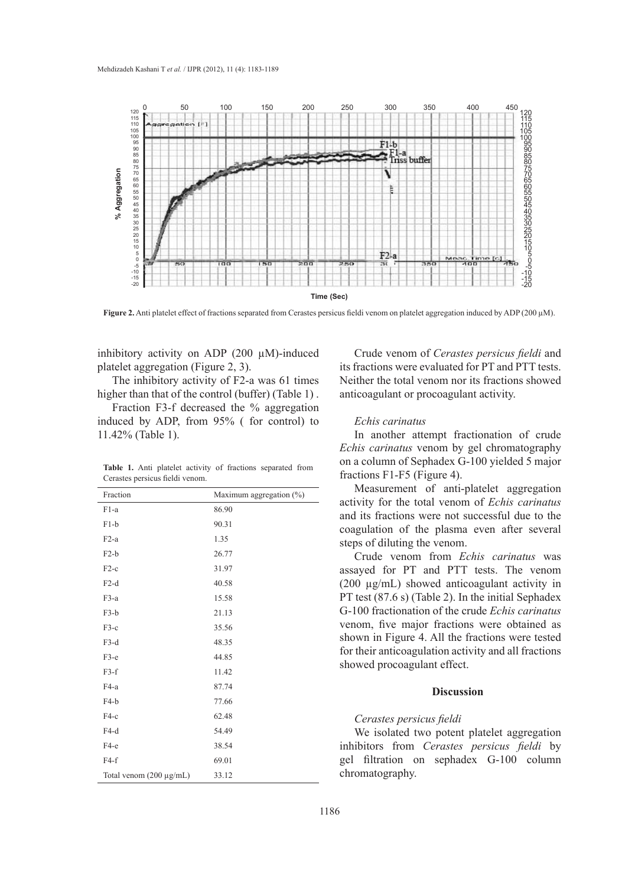**Figure 2.** Anti platelet effect of fractions separated from Cerastes persicus fieldi venom on platelet aggregation induced by ADP (200 μM).

inhibitory activity on ADP (200 μM)-induced platelet aggregation (Figure 2, 3).

The inhibitory activity of F2-a was 61 times higher than that of the control (buffer) (Table 1) .

Fraction F3-f decreased the % aggregation induced by ADP, from 95% ( for control) to 11.42% (Table 1).

**Table 1.** Anti platelet activity of fractions separated from Cerastes persicus fieldi venom.

| Fraction | Maximum aggregation (%) |
|---|---|
| F1-a | 86.90 |
| F1-b | 90.31 |
| F2-a | 1.35 |
| F2-b | 26.77 |
| F2-c | 31.97 |
| F2-d | 40.58 |
| F3-a | 15.58 |
| F3-b | 21.13 |
| F3-c | 35.56 |
| F3-d | 48.35 |
| F3-e | 44.85 |
| F3-f | 11.42 |
| F4-a | 87.74 |
| F4-b | 77.66 |
| F4-c | 62.48 |
| F4-d | 54.49 |
| F4-e | 38.54 |
| F4-f | 69.01 |
| Total venom (200 μg/mL) | 33.12 |

Crude venom of *Cerastes persicus fieldi* and its fractions were evaluated for PT and PTT tests. Neither the total venom nor its fractions showed anticoagulant or procoagulant activity.

*Echis carinatus*

In another attempt fractionation of crude *Echis carinatus* venom by gel chromatography on a column of Sephadex G-100 yielded 5 major fractions F1-F5 (Figure 4).

Measurement of anti-platelet aggregation activity for the total venom of *Echis carinatus* and its fractions were not successful due to the coagulation of the plasma even after several steps of diluting the venom.

Crude venom from *Echis carinatus* was assayed for PT and PTT tests. The venom (200 μg/mL) showed anticoagulant activity in PT test (87.6 s) (Table 2). In the initial Sephadex G-100 fractionation of the crude *Echis carinatus* venom, five major fractions were obtained as shown in Figure 4. All the fractions were tested for their anticoagulation activity and all fractions showed procoagulant effect.

## Discussion

*Cerastes persicus fieldi*

We isolated two potent platelet aggregation inhibitors from *Cerastes persicus fieldi* by gel filtration on sephadex G-100 column chromatography.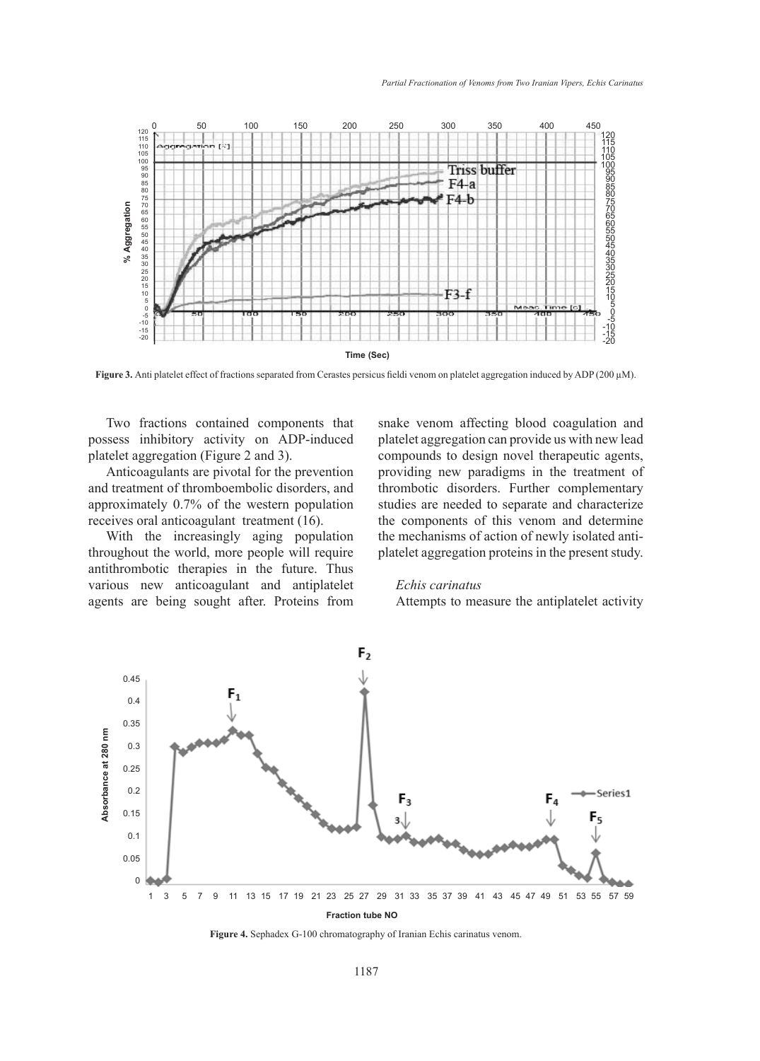**Figure 3.** Anti platelet effect of fractions separated from Cerastes persicus fieldi venom on platelet aggregation induced by ADP (200 μM).

Two fractions contained components that possess inhibitory activity on ADP-induced platelet aggregation (Figure 2 and 3).

Anticoagulants are pivotal for the prevention and treatment of thromboembolic disorders, and approximately 0.7% of the western population receives oral anticoagulant treatment (16).

With the increasingly aging population throughout the world, more people will require antithrombotic therapies in the future. Thus various new anticoagulant and antiplatelet agents are being sought after. Proteins from snake venom affecting blood coagulation and platelet aggregation can provide us with new lead compounds to design novel therapeutic agents, providing new paradigms in the treatment of thrombotic disorders. Further complementary studies are needed to separate and characterize the components of this venom and determine the mechanisms of action of newly isolated anti-platelet aggregation proteins in the present study.

*Echis carinatus*

Attempts to measure the antiplatelet activity

**Figure 4.** Sephadex G-100 chromatography of Iranian Echis carinatus venom.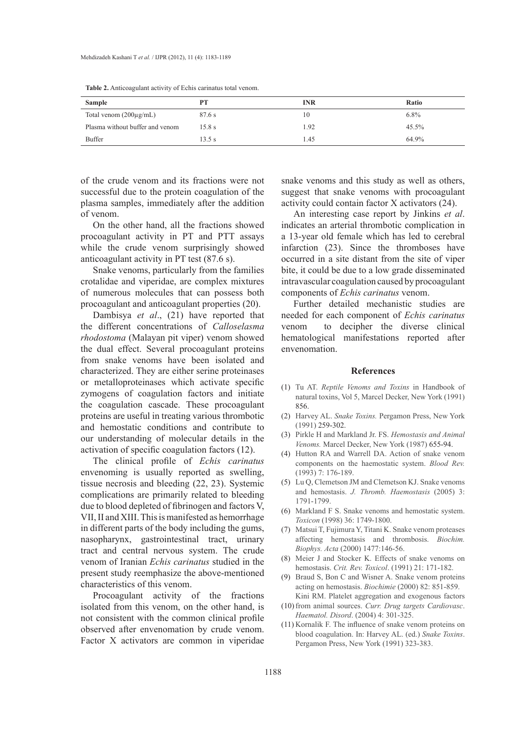**Table 2.** Anticoagulant activity of Echis carinatus total venom.

| Sample | PT | INR | Ratio |
|---|---|---|---|
| Total venom (200µg/mL) | 87.6 s | 10 | 6.8% |
| Plasma without buffer and venom | 15.8 s | 1.92 | 45.5% |
| Buffer | 13.5 s | 1.45 | 64.9% |

of the crude venom and its fractions were not successful due to the protein coagulation of the plasma samples, immediately after the addition of venom.

On the other hand, all the fractions showed procoagulant activity in PT and PTT assays while the crude venom surprisingly showed anticoagulant activity in PT test (87.6 s).

Snake venoms, particularly from the families crotalidae and viperidae, are complex mixtures of numerous molecules that can possess both procoagulant and anticoagulant properties (20).

Dambisya *et al*., (21) have reported that the different concentrations of *Calloselasma rhodostoma* (Malayan pit viper) venom showed the dual effect. Several procoagulant proteins from snake venoms have been isolated and characterized. They are either serine proteinases or metalloproteinases which activate specific zymogens of coagulation factors and initiate the coagulation cascade. These procoagulant proteins are useful in treating various thrombotic and hemostatic conditions and contribute to our understanding of molecular details in the activation of specific coagulation factors (12).

The clinical profile of *Echis carinatus* envenoming is usually reported as swelling, tissue necrosis and bleeding (22, 23). Systemic complications are primarily related to bleeding due to blood depleted of fibrinogen and factors V, VII, II and XIII. This is manifested as hemorrhage in different parts of the body including the gums, nasopharynx, gastrointestinal tract, urinary tract and central nervous system. The crude venom of Iranian *Echis carinatus* studied in the present study reemphasize the above-mentioned characteristics of this venom.

Procoagulant activity of the fractions isolated from this venom, on the other hand, is not consistent with the common clinical profile observed after envenomation by crude venom. Factor X activators are common in viperidae snake venoms and this study as well as others, suggest that snake venoms with procoagulant activity could contain factor X activators (24).

An interesting case report by Jinkins *et al*. indicates an arterial thrombotic complication in a 13-year old female which has led to cerebral infarction (23). Since the thromboses have occurred in a site distant from the site of viper bite, it could be due to a low grade disseminated intravascular coagulation caused by procoagulant components of *Echis carinatus* venom.

Further detailed mechanistic studies are needed for each component of *Echis carinatus* venom to decipher the diverse clinical hematological manifestations reported after envenomation.

## References

(1) Tu AT. *Reptile Venoms and Toxins* in Handbook of natural toxins, Vol 5, Marcel Decker, New York (1991) 856.

(2) Harvey AL. *Snake Toxins.* Pergamon Press, New York (1991) 259-302.

(3) Pirkle H and Markland Jr. FS. *Hemostasis and Animal Venoms.* Marcel Decker, New York (1987) 655-94.

(4) Hutton RA and Warrell DA. Action of snake venom components on the haemostatic system. *Blood Rev.* (1993) 7: 176-189.

(5) Lu Q, Clemetson JM and Clemetson KJ. Snake venoms and hemostasis. *J. Thromb. Haemostasis* (2005) 3: 1791-1799.

(6) Markland F S. Snake venoms and hemostatic system. *Toxicon* (1998) 36: 1749-1800.

(7) Matsui T, Fujimura Y, Titani K. Snake venom proteases affecting hemostasis and thrombosis. *Biochim. Biophys. Acta* (2000) 1477:146-56.

(8) Meier J and Stocker K. Effects of snake venoms on hemostasis. *Crit. Rev. Toxicol*. (1991) 21: 171-182.

(9) Braud S, Bon C and Wisner A. Snake venom proteins acting on hemostasis. *Biochimie* (2000) 82: 851-859.

(10) Kini RM. Platelet aggregation and exogenous factors from animal sources. *Curr. Drug targets Cardiovasc*. *Haematol. Disord*. (2004) 4: 301-325.

(11) Kornalik F. The influence of snake venom proteins on blood coagulation. In: Harvey AL. (ed.) *Snake Toxins*. Pergamon Press, New York (1991) 323-383.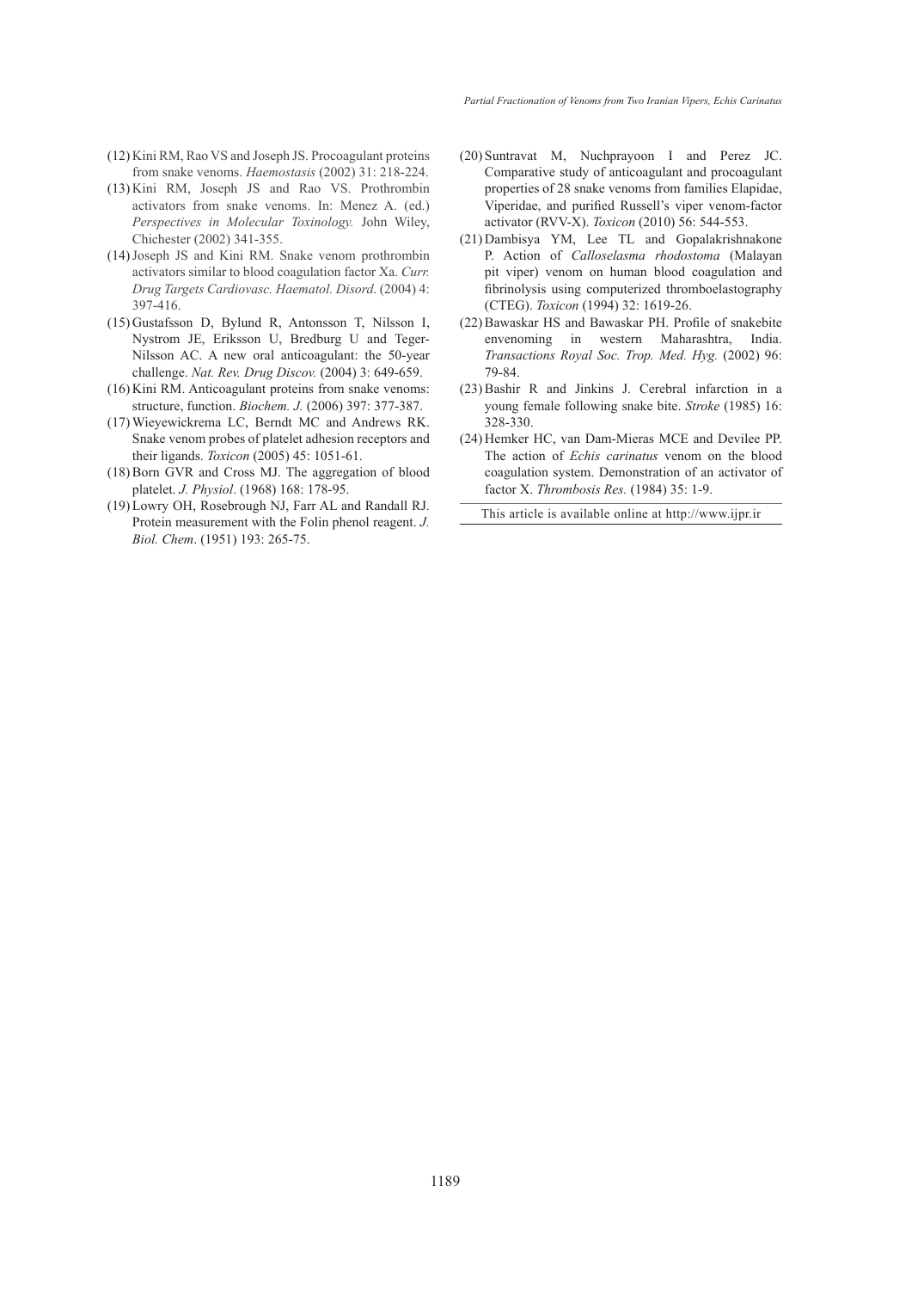(12) Kini RM, Rao VS and Joseph JS. Procoagulant proteins from snake venoms. *Haemostasis* (2002) 31: 218-224.

(13) Kini RM, Joseph JS and Rao VS. Prothrombin activators from snake venoms. In: Menez A. (ed.) *Perspectives in Molecular Toxinology.* John Wiley, Chichester (2002) 341-355.

(14) Joseph JS and Kini RM. Snake venom prothrombin activators similar to blood coagulation factor Xa. *Curr. Drug Targets Cardiovasc. Haematol. Disord*. (2004) 4: 397-416.

(15) Gustafsson D, Bylund R, Antonsson T, Nilsson I, Nystrom JE, Eriksson U, Bredburg U and Teger-Nilsson AC. A new oral anticoagulant: the 50-year challenge. *Nat. Rev. Drug Discov.* (2004) 3: 649-659.

(16) Kini RM. Anticoagulant proteins from snake venoms: structure, function. *Biochem. J.* (2006) 397: 377-387.

(17) Wieyewickrema LC, Berndt MC and Andrews RK. Snake venom probes of platelet adhesion receptors and their ligands. *Toxicon* (2005) 45: 1051-61.

(18) Born GVR and Cross MJ. The aggregation of blood platelet. *J. Physiol*. (1968) 168: 178-95.

(19) Lowry OH, Rosebrough NJ, Farr AL and Randall RJ. Protein measurement with the Folin phenol reagent. *J. Biol. Chem*. (1951) 193: 265-75.

(20) Suntravat M, Nuchprayoon I and Perez JC. Comparative study of anticoagulant and procoagulant properties of 28 snake venoms from families Elapidae, Viperidae, and purified Russell's viper venom-factor activator (RVV-X). *Toxicon* (2010) 56: 544-553.

(21) Dambisya YM, Lee TL and Gopalakrishnakone P. Action of *Calloselasma rhodostoma* (Malayan pit viper) venom on human blood coagulation and fibrinolysis using computerized thromboelastography (CTEG). *Toxicon* (1994) 32: 1619-26.

(22) Bawaskar HS and Bawaskar PH. Profile of snakebite envenoming in western Maharashtra, India. *Transactions Royal Soc. Trop. Med. Hyg.* (2002) 96: 79-84.

(23) Bashir R and Jinkins J. Cerebral infarction in a young female following snake bite. *Stroke* (1985) 16: 328-330.

(24) Hemker HC, van Dam-Mieras MCE and Devilee PP. The action of *Echis carinatus* venom on the blood coagulation system. Demonstration of an activator of factor X. *Thrombosis Res.* (1984) 35: 1-9.

This article is available online at http://www.ijpr.ir